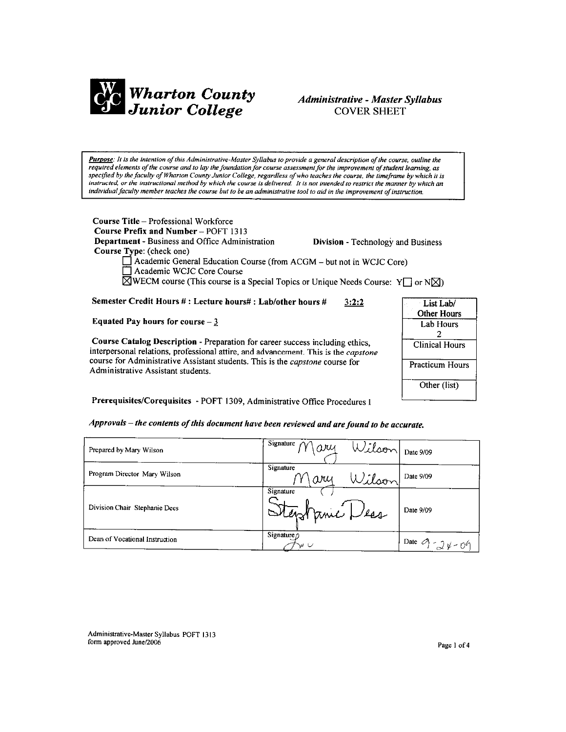# Wharton County Junior College

## *Administrative - Master Syllabus* COVER SHEET

***Purpose**: It is the intention of this Administrative-Master Syllabus to provide a general description of the course, outline the required elements of the course and to lay the foundation for course assessment for the improvement of student learning, as specified by the faculty of Wharton County Junior College, regardless of who teaches the course, the timeframe by which it is instructed, or the instructional method by which the course is delivered. It is not intended to restrict the manner by which an individual faculty member teaches the course but to be an administrative tool to aid in the improvement of instruction.*

**Course Title** – Professional Workforce
**Course Prefix and Number** – POFT 1313
**Department** - Business and Office Administration **Division** - Technology and Business
**Course Type**: (check one)

- ☐ Academic General Education Course (from ACGM – but not in WCJC Core)
- ☐ Academic WCJC Core Course
- ☒ WECM course (This course is a Special Topics or Unique Needs Course: Y☐ or N☒)

**Semester Credit Hours # : Lecture hours# : Lab/other hours #** 3:2:2

**Equated Pay hours for course** – 3

**Course Catalog Description** - Preparation for career success including ethics, interpersonal relations, professional attire, and advancement. This is the *capstone* course for Administrative Assistant students. This is the *capstone* course for Administrative Assistant students.

| List Lab/ Other Hours |
|---|
| Lab Hours 2 |
| Clinical Hours |
| Practicum Hours |
| Other (list) |

**Prerequisites/Corequisites** - POFT 1309, Administrative Office Procedures I

***Approvals – the contents of this document have been reviewed and are found to be accurate.***

| | | |
|---|---|---|
| Prepared by Mary Wilson | Signature Mary Wilson | Date 9/09 |
| Program Director Mary Wilson | Signature Mary Wilson | Date 9/09 |
| Division Chair Stephanie Dees | Signature Stephanie Dees | Date 9/09 |
| Dean of Vocational Instruction | Signature | Date 9-24-09 |

Administrative-Master Syllabus POFT 1313
form approved June/2006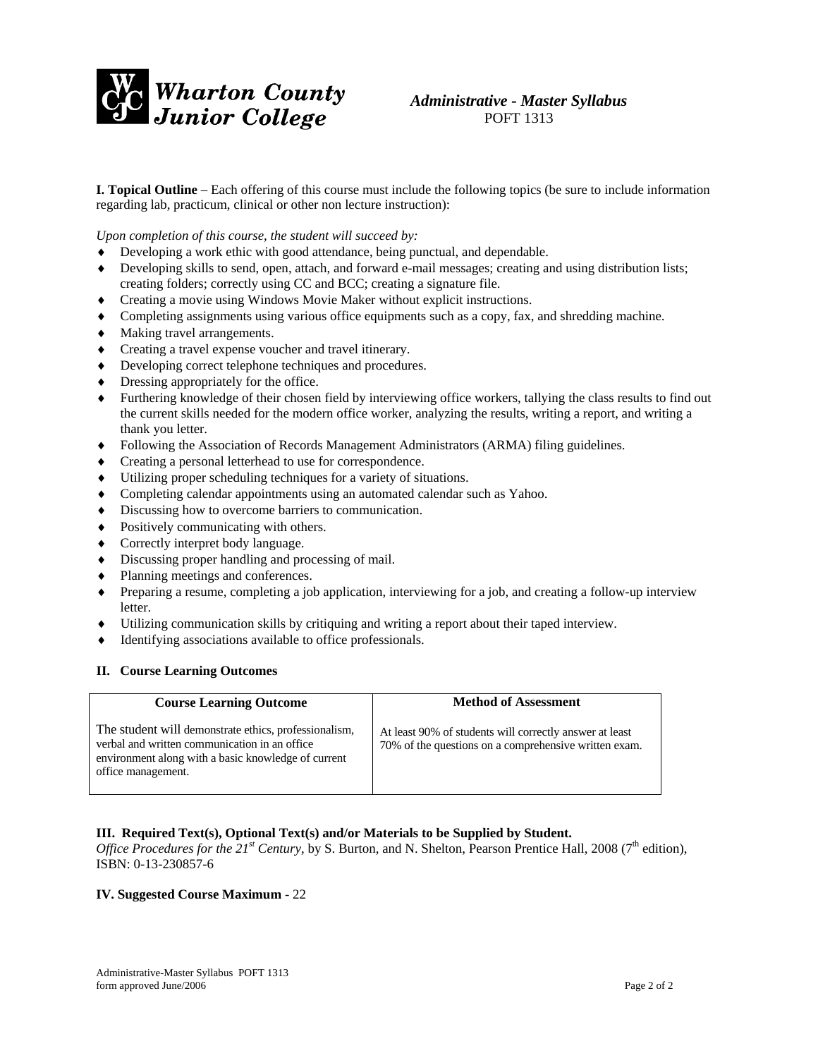**Wharton County Junior College**

***Administrative - Master Syllabus***
POFT 1313

**I. Topical Outline** – Each offering of this course must include the following topics (be sure to include information regarding lab, practicum, clinical or other non lecture instruction):

*Upon completion of this course, the student will succeed by:*

- Developing a work ethic with good attendance, being punctual, and dependable.
- Developing skills to send, open, attach, and forward e-mail messages; creating and using distribution lists; creating folders; correctly using CC and BCC; creating a signature file.
- Creating a movie using Windows Movie Maker without explicit instructions.
- Completing assignments using various office equipments such as a copy, fax, and shredding machine.
- Making travel arrangements.
- Creating a travel expense voucher and travel itinerary.
- Developing correct telephone techniques and procedures.
- Dressing appropriately for the office.
- Furthering knowledge of their chosen field by interviewing office workers, tallying the class results to find out the current skills needed for the modern office worker, analyzing the results, writing a report, and writing a thank you letter.
- Following the Association of Records Management Administrators (ARMA) filing guidelines.
- Creating a personal letterhead to use for correspondence.
- Utilizing proper scheduling techniques for a variety of situations.
- Completing calendar appointments using an automated calendar such as Yahoo.
- Discussing how to overcome barriers to communication.
- Positively communicating with others.
- Correctly interpret body language.
- Discussing proper handling and processing of mail.
- Planning meetings and conferences.
- Preparing a resume, completing a job application, interviewing for a job, and creating a follow-up interview letter.
- Utilizing communication skills by critiquing and writing a report about their taped interview.
- Identifying associations available to office professionals.

**II. Course Learning Outcomes**

| Course Learning Outcome | Method of Assessment |
|---|---|
| The student will demonstrate ethics, professionalism, verbal and written communication in an office environment along with a basic knowledge of current office management. | At least 90% of students will correctly answer at least 70% of the questions on a comprehensive written exam. |

**III. Required Text(s), Optional Text(s) and/or Materials to be Supplied by Student.**
*Office Procedures for the 21st Century*, by S. Burton, and N. Shelton, Pearson Prentice Hall, 2008 (7th edition), ISBN: 0-13-230857-6

**IV. Suggested Course Maximum** - 22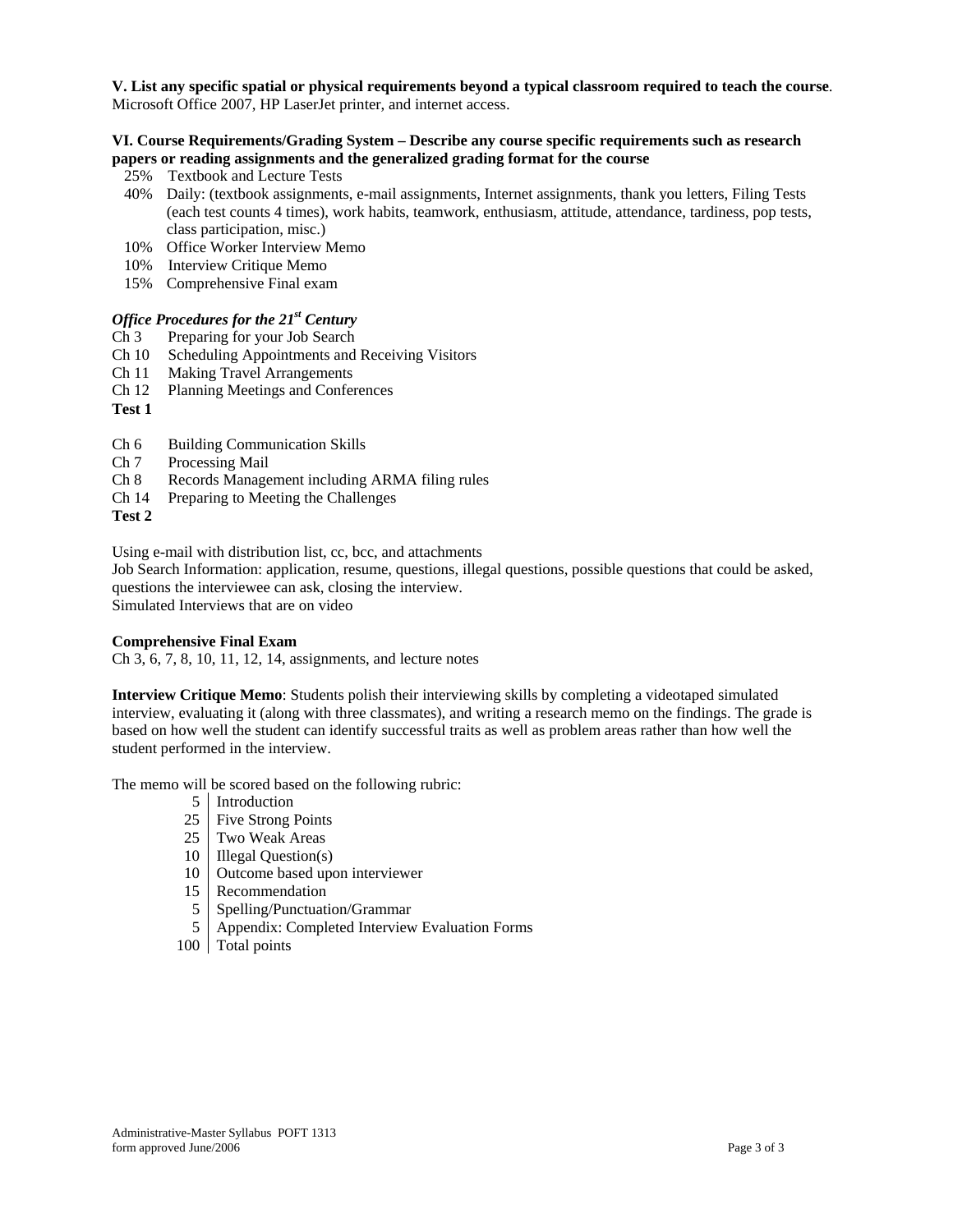**V. List any specific spatial or physical requirements beyond a typical classroom required to teach the course**.
Microsoft Office 2007, HP LaserJet printer, and internet access.

**VI. Course Requirements/Grading System – Describe any course specific requirements such as research papers or reading assignments and the generalized grading format for the course**

- 25% Textbook and Lecture Tests
- 40% Daily: (textbook assignments, e-mail assignments, Internet assignments, thank you letters, Filing Tests (each test counts 4 times), work habits, teamwork, enthusiasm, attitude, attendance, tardiness, pop tests, class participation, misc.)
- 10% Office Worker Interview Memo
- 10% Interview Critique Memo
- 15% Comprehensive Final exam

***Office Procedures for the 21st Century***

Ch 3 Preparing for your Job Search
Ch 10 Scheduling Appointments and Receiving Visitors
Ch 11 Making Travel Arrangements
Ch 12 Planning Meetings and Conferences
**Test 1**

Ch 6 Building Communication Skills
Ch 7 Processing Mail
Ch 8 Records Management including ARMA filing rules
Ch 14 Preparing to Meeting the Challenges
**Test 2**

Using e-mail with distribution list, cc, bcc, and attachments
Job Search Information: application, resume, questions, illegal questions, possible questions that could be asked, questions the interviewee can ask, closing the interview.
Simulated Interviews that are on video

**Comprehensive Final Exam**
Ch 3, 6, 7, 8, 10, 11, 12, 14, assignments, and lecture notes

**Interview Critique Memo**: Students polish their interviewing skills by completing a videotaped simulated interview, evaluating it (along with three classmates), and writing a research memo on the findings. The grade is based on how well the student can identify successful traits as well as problem areas rather than how well the student performed in the interview.

The memo will be scored based on the following rubric:

| | |
|---|---|
| 5 | Introduction |
| 25 | Five Strong Points |
| 25 | Two Weak Areas |
| 10 | Illegal Question(s) |
| 10 | Outcome based upon interviewer |
| 15 | Recommendation |
| 5 | Spelling/Punctuation/Grammar |
| 5 | Appendix: Completed Interview Evaluation Forms |
| 100 | Total points |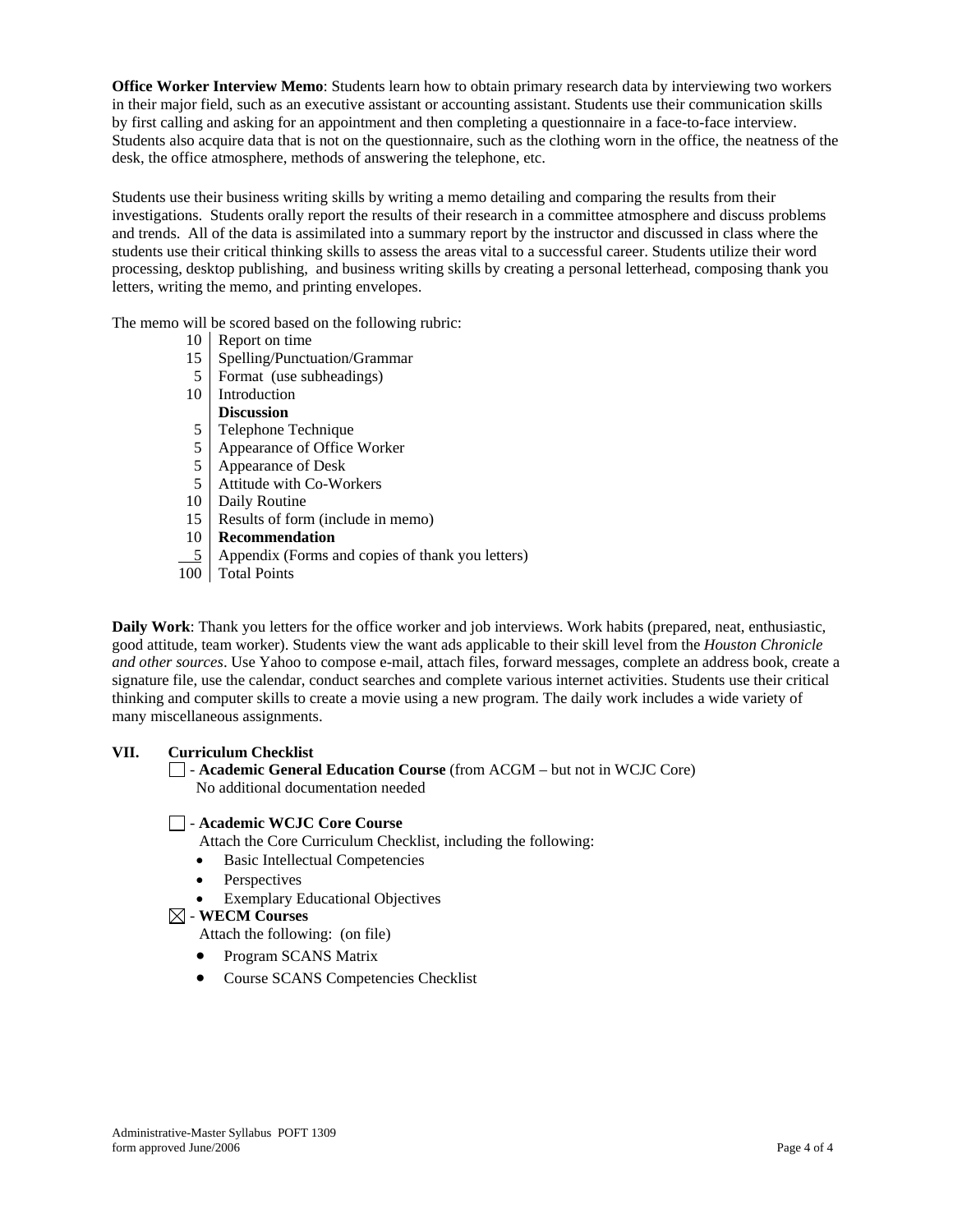**Office Worker Interview Memo**: Students learn how to obtain primary research data by interviewing two workers in their major field, such as an executive assistant or accounting assistant. Students use their communication skills by first calling and asking for an appointment and then completing a questionnaire in a face-to-face interview. Students also acquire data that is not on the questionnaire, such as the clothing worn in the office, the neatness of the desk, the office atmosphere, methods of answering the telephone, etc.

Students use their business writing skills by writing a memo detailing and comparing the results from their investigations. Students orally report the results of their research in a committee atmosphere and discuss problems and trends. All of the data is assimilated into a summary report by the instructor and discussed in class where the students use their critical thinking skills to assess the areas vital to a successful career. Students utilize their word processing, desktop publishing, and business writing skills by creating a personal letterhead, composing thank you letters, writing the memo, and printing envelopes.

The memo will be scored based on the following rubric:

| | |
|---|---|
| 10 | Report on time |
| 15 | Spelling/Punctuation/Grammar |
| 5 | Format (use subheadings) |
| 10 | Introduction |
| | **Discussion** |
| 5 | Telephone Technique |
| 5 | Appearance of Office Worker |
| 5 | Appearance of Desk |
| 5 | Attitude with Co-Workers |
| 10 | Daily Routine |
| 15 | Results of form (include in memo) |
| 10 | **Recommendation** |
| 5 | Appendix (Forms and copies of thank you letters) |
| 100 | Total Points |

**Daily Work**: Thank you letters for the office worker and job interviews. Work habits (prepared, neat, enthusiastic, good attitude, team worker). Students view the want ads applicable to their skill level from the *Houston Chronicle and other sources*. Use Yahoo to compose e-mail, attach files, forward messages, complete an address book, create a signature file, use the calendar, conduct searches and complete various internet activities. Students use their critical thinking and computer skills to create a movie using a new program. The daily work includes a wide variety of many miscellaneous assignments.

## VII. Curriculum Checklist

☐ - **Academic General Education Course** (from ACGM – but not in WCJC Core)
No additional documentation needed

☐ - **Academic WCJC Core Course**
Attach the Core Curriculum Checklist, including the following:

- Basic Intellectual Competencies
- Perspectives
- Exemplary Educational Objectives

☒ - **WECM Courses**
Attach the following: (on file)

- Program SCANS Matrix
- Course SCANS Competencies Checklist